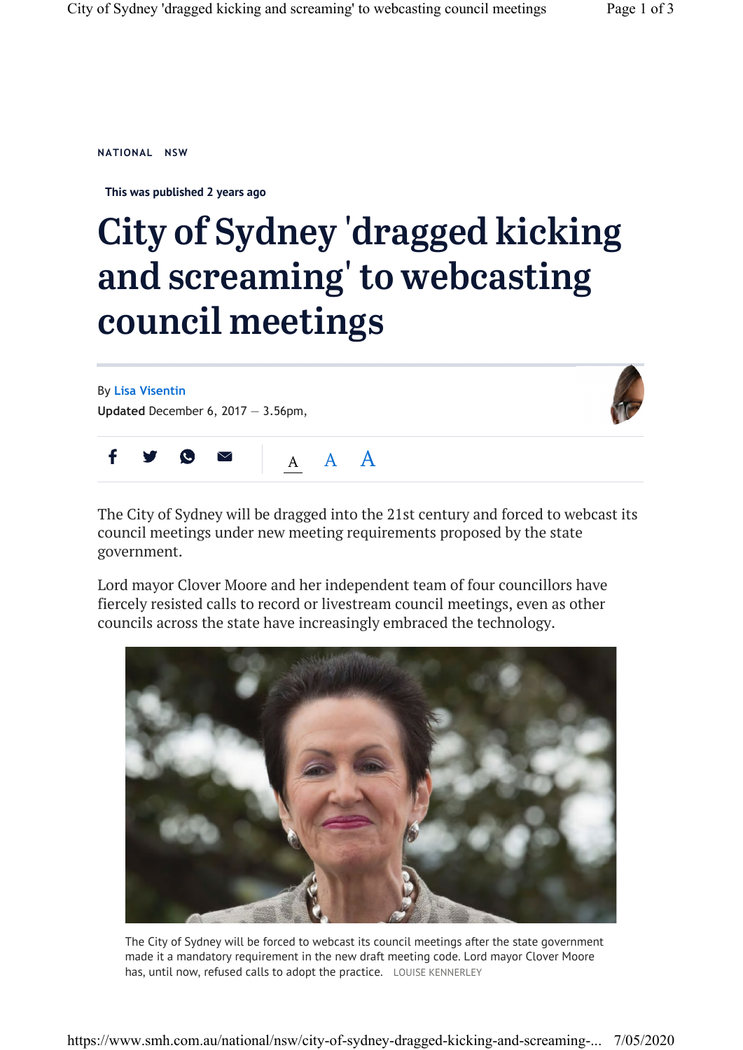NATIONAL NSW

This was published 2 years ago

# City of Sydney 'dragged kicking and screaming' to webcasting council meetings

By Lisa Visentin

**Updated** December 6, 2017 — 3.56pm,

The City of Sydney will be dragged into the 21st century and forced to webcast its council meetings under new meeting requirements proposed by the state government.

Lord mayor Clover Moore and her independent team of four councillors have fiercely resisted calls to record or livestream council meetings, even as other councils across the state have increasingly embraced the technology.

The City of Sydney will be forced to webcast its council meetings after the state government made it a mandatory requirement in the new draft meeting code. Lord mayor Clover Moore has, until now, refused calls to adopt the practice. LOUISE KENNERLEY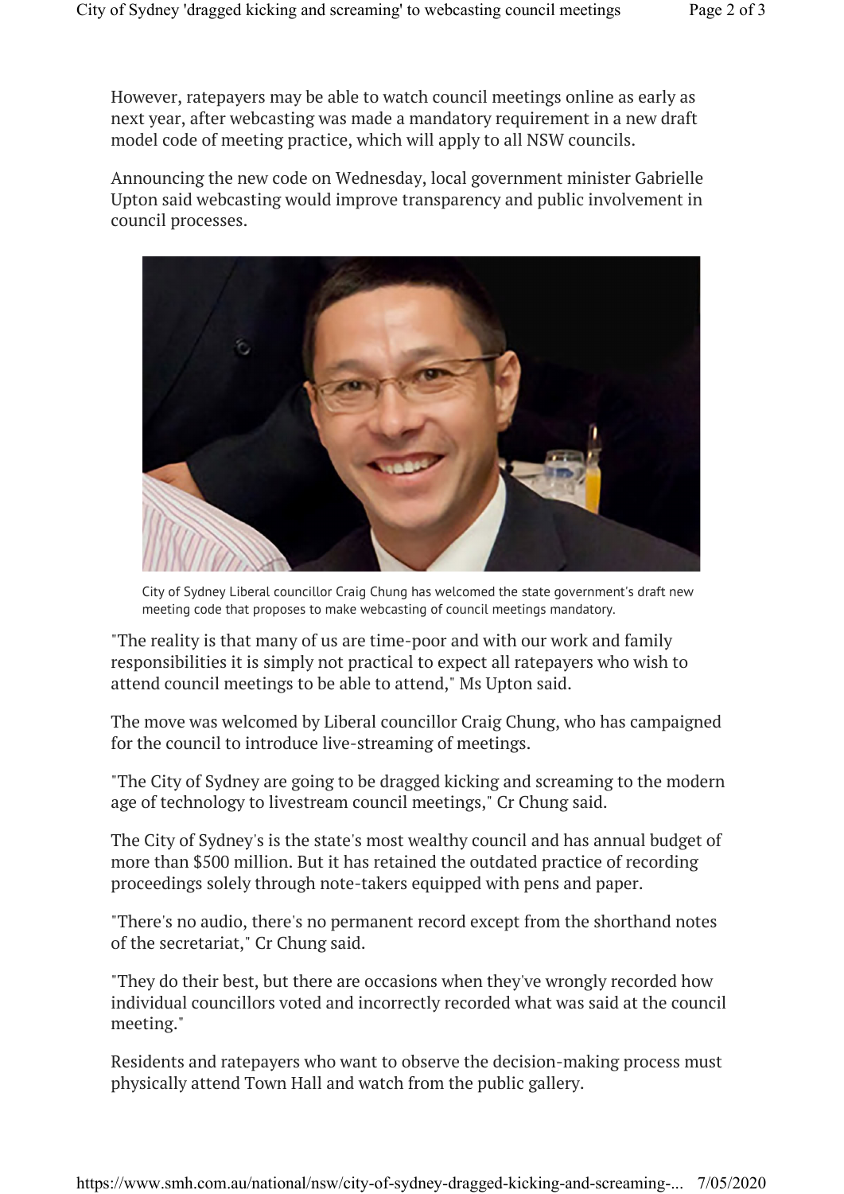However, ratepayers may be able to watch council meetings online as early as next year, after webcasting was made a mandatory requirement in a new draft model code of meeting practice, which will apply to all NSW councils.

Announcing the new code on Wednesday, local government minister Gabrielle Upton said webcasting would improve transparency and public involvement in council processes.

City of Sydney Liberal councillor Craig Chung has welcomed the state government's draft new meeting code that proposes to make webcasting of council meetings mandatory.

"The reality is that many of us are time-poor and with our work and family responsibilities it is simply not practical to expect all ratepayers who wish to attend council meetings to be able to attend," Ms Upton said.

The move was welcomed by Liberal councillor Craig Chung, who has campaigned for the council to introduce live-streaming of meetings.

"The City of Sydney are going to be dragged kicking and screaming to the modern age of technology to livestream council meetings," Cr Chung said.

The City of Sydney's is the state's most wealthy council and has annual budget of more than $500 million. But it has retained the outdated practice of recording proceedings solely through note-takers equipped with pens and paper.

"There's no audio, there's no permanent record except from the shorthand notes of the secretariat," Cr Chung said.

"They do their best, but there are occasions when they've wrongly recorded how individual councillors voted and incorrectly recorded what was said at the council meeting."

Residents and ratepayers who want to observe the decision-making process must physically attend Town Hall and watch from the public gallery.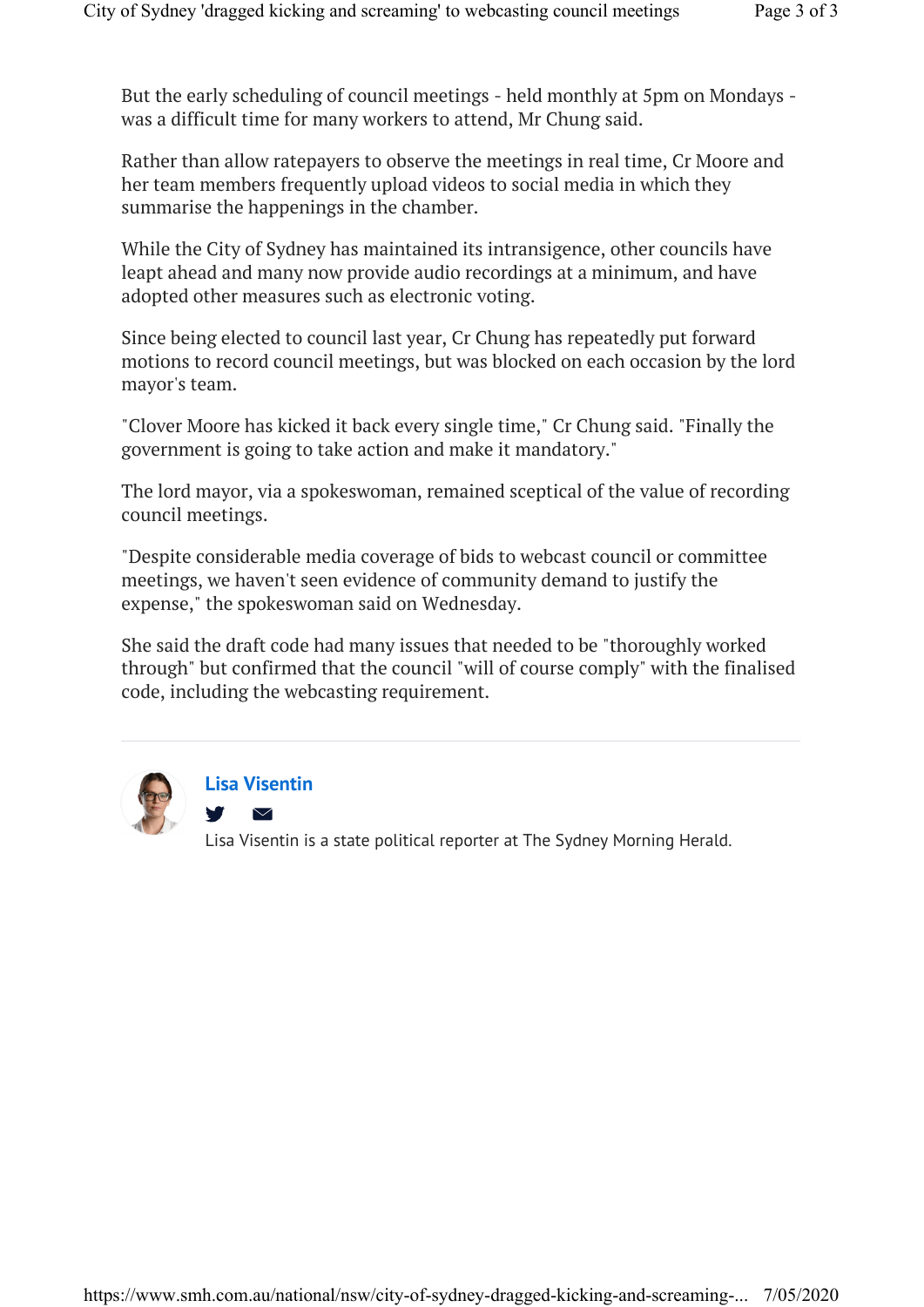But the early scheduling of council meetings - held monthly at 5pm on Mondays - was a difficult time for many workers to attend, Mr Chung said.

Rather than allow ratepayers to observe the meetings in real time, Cr Moore and her team members frequently upload videos to social media in which they summarise the happenings in the chamber.

While the City of Sydney has maintained its intransigence, other councils have leapt ahead and many now provide audio recordings at a minimum, and have adopted other measures such as electronic voting.

Since being elected to council last year, Cr Chung has repeatedly put forward motions to record council meetings, but was blocked on each occasion by the lord mayor's team.

"Clover Moore has kicked it back every single time," Cr Chung said. "Finally the government is going to take action and make it mandatory."

The lord mayor, via a spokeswoman, remained sceptical of the value of recording council meetings.

"Despite considerable media coverage of bids to webcast council or committee meetings, we haven't seen evidence of community demand to justify the expense," the spokeswoman said on Wednesday.

She said the draft code had many issues that needed to be "thoroughly worked through" but confirmed that the council "will of course comply" with the finalised code, including the webcasting requirement.

---

**Lisa Visentin**

Lisa Visentin is a state political reporter at The Sydney Morning Herald.